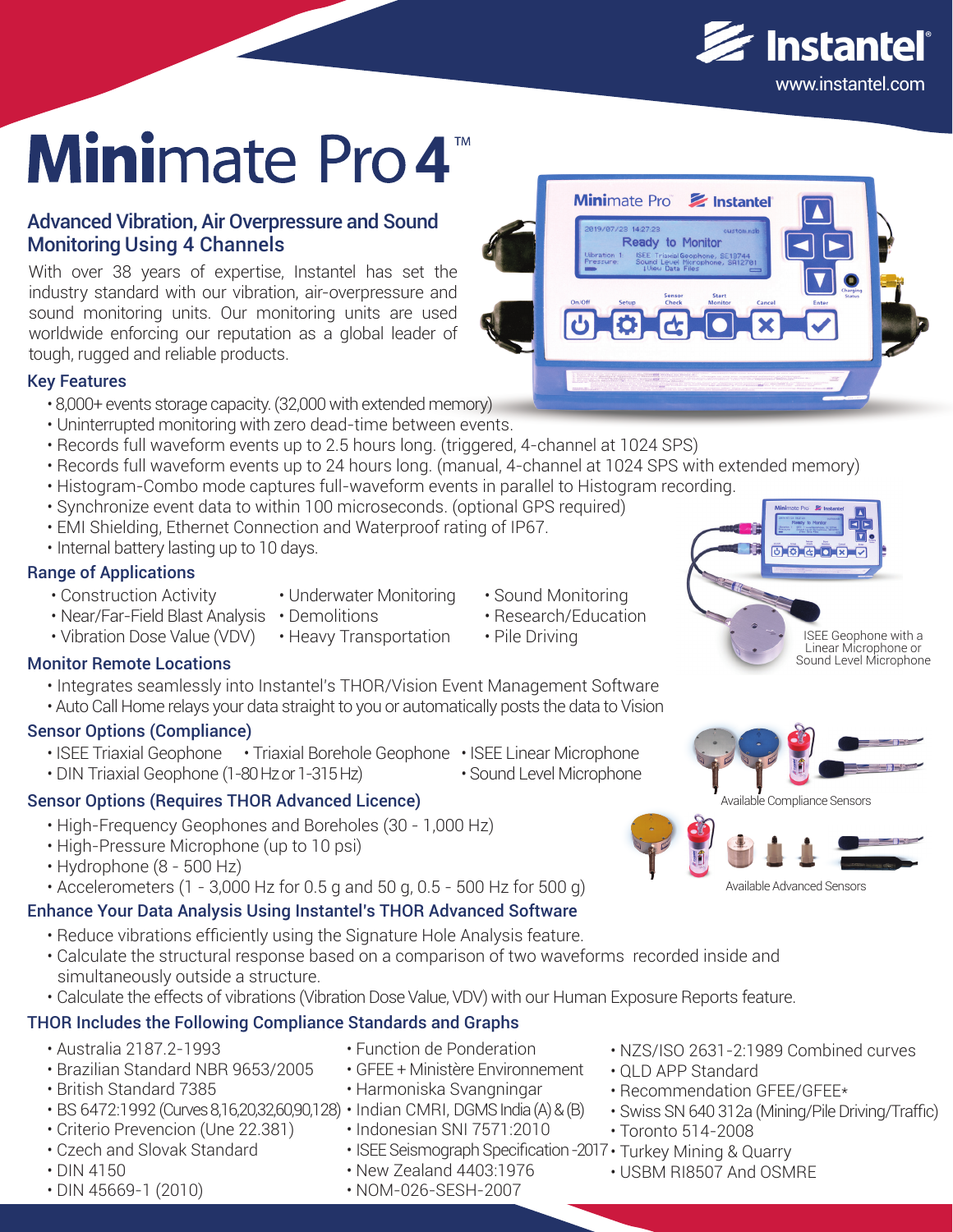Instantel®
www.instantel.com

# Minimate Pro 4™

## Advanced Vibration, Air Overpressure and Sound Monitoring Using 4 Channels

With over 38 years of expertise, Instantel has set the industry standard with our vibration, air-overpressure and sound monitoring units. Our monitoring units are used worldwide enforcing our reputation as a global leader of tough, rugged and reliable products.

### Key Features

- 8,000+ events storage capacity. (32,000 with extended memory)
- Uninterrupted monitoring with zero dead-time between events.
- Records full waveform events up to 2.5 hours long. (triggered, 4-channel at 1024 SPS)
- Records full waveform events up to 24 hours long. (manual, 4-channel at 1024 SPS with extended memory)
- Histogram-Combo mode captures full-waveform events in parallel to Histogram recording.
- Synchronize event data to within 100 microseconds. (optional GPS required)
- EMI Shielding, Ethernet Connection and Waterproof rating of IP67.
- Internal battery lasting up to 10 days.

### Range of Applications

- Construction Activity
- Near/Far-Field Blast Analysis
- Vibration Dose Value (VDV)
- Underwater Monitoring
- Demolitions
- Heavy Transportation
- Sound Monitoring
- Research/Education
- Pile Driving

ISEE Geophone with a Linear Microphone or Sound Level Microphone

### Monitor Remote Locations

- Integrates seamlessly into Instantel's THOR/Vision Event Management Software
- Auto Call Home relays your data straight to you or automatically posts the data to Vision

### Sensor Options (Compliance)

- ISEE Triaxial Geophone
- DIN Triaxial Geophone (1-80 Hz or 1-315 Hz)
- Triaxial Borehole Geophone
- ISEE Linear Microphone
- Sound Level Microphone

Available Compliance Sensors

### Sensor Options (Requires THOR Advanced Licence)

- High-Frequency Geophones and Boreholes (30 - 1,000 Hz)
- High-Pressure Microphone (up to 10 psi)
- Hydrophone (8 - 500 Hz)
- Accelerometers (1 - 3,000 Hz for 0.5 g and 50 g, 0.5 - 500 Hz for 500 g)

Available Advanced Sensors

### Enhance Your Data Analysis Using Instantel's THOR Advanced Software

- Reduce vibrations efficiently using the Signature Hole Analysis feature.
- Calculate the structural response based on a comparison of two waveforms recorded inside and simultaneously outside a structure.
- Calculate the effects of vibrations (Vibration Dose Value, VDV) with our Human Exposure Reports feature.

### THOR Includes the Following Compliance Standards and Graphs

- Australia 2187.2-1993
- Brazilian Standard NBR 9653/2005
- British Standard 7385
- BS 6472:1992 (Curves 8,16,20,32,60,90,128)
- Criterio Prevencion (Une 22.381)
- Czech and Slovak Standard
- DIN 4150
- DIN 45669-1 (2010)
- Function de Ponderation
- GFEE + Ministère Environnement
- Harmoniska Svangningar
- Indian CMRI, DGMS India (A) & (B)
- Indonesian SNI 7571:2010
- ISEE Seismograph Specification -2017
- New Zealand 4403:1976
- NOM-026-SESH-2007
- NZS/ISO 2631-2:1989 Combined curves
- QLD APP Standard
- Recommendation GFEE/GFEE*
- Swiss SN 640 312a (Mining/Pile Driving/Traffic)
- Toronto 514-2008
- Turkey Mining & Quarry
- USBM RI8507 And OSMRE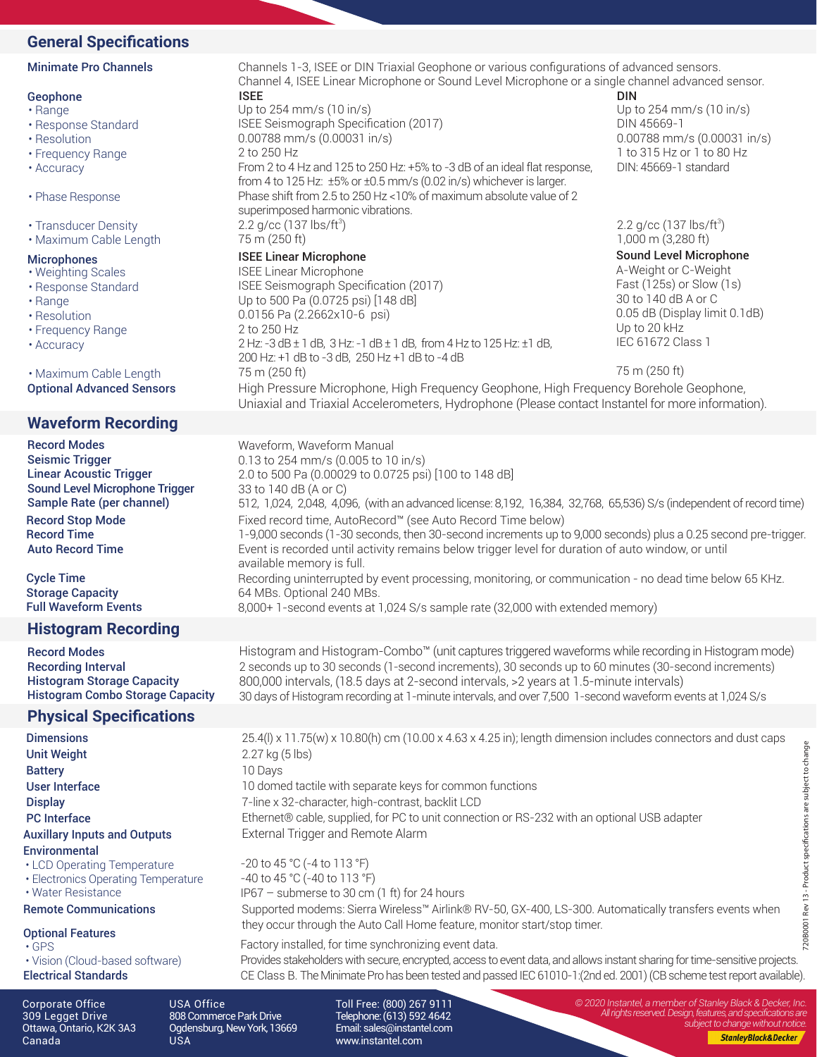## General Specifications

| | | |
|---|---|---|
| **Minimate Pro Channels** | Channels 1-3, ISEE or DIN Triaxial Geophone or various configurations of advanced sensors. Channel 4, ISEE Linear Microphone or Sound Level Microphone or a single channel advanced sensor. | |
| **Geophone** | **ISEE** | **DIN** |
| • Range | Up to 254 mm/s (10 in/s) | Up to 254 mm/s (10 in/s) |
| • Response Standard | ISEE Seismograph Specification (2017) | DIN 45669-1 |
| • Resolution | 0.00788 mm/s (0.00031 in/s) | 0.00788 mm/s (0.00031 in/s) |
| • Frequency Range | 2 to 250 Hz | 1 to 315 Hz or 1 to 80 Hz |
| • Accuracy | From 2 to 4 Hz and 125 to 250 Hz: +5% to -3 dB of an ideal flat response, from 4 to 125 Hz: ±5% or ±0.5 mm/s (0.02 in/s) whichever is larger. | DIN: 45669-1 standard |
| • Phase Response | Phase shift from 2.5 to 250 Hz <10% of maximum absolute value of 2 superimposed harmonic vibrations. | |
| • Transducer Density | 2.2 g/cc (137 lbs/ft$^3$) | 2.2 g/cc (137 lbs/ft$^3$) |
| • Maximum Cable Length | 75 m (250 ft) | 1,000 m (3,280 ft) |
| **Microphones** | **ISEE Linear Microphone** | **Sound Level Microphone** |
| • Weighting Scales | ISEE Linear Microphone | A-Weight or C-Weight |
| • Response Standard | ISEE Seismograph Specification (2017) | Fast (125s) or Slow (1s) |
| • Range | Up to 500 Pa (0.0725 psi) [148 dB] | 30 to 140 dB A or C |
| • Resolution | 0.0156 Pa (2.2662x10-6 psi) | 0.05 dB (Display limit 0.1dB) |
| • Frequency Range | 2 to 250 Hz | Up to 20 kHz |
| • Accuracy | 2 Hz: -3 dB ± 1 dB, 3 Hz: -1 dB ± 1 dB, from 4 Hz to 125 Hz: ±1 dB, 200 Hz: +1 dB to -3 dB, 250 Hz +1 dB to -4 dB | IEC 61672 Class 1 |
| • Maximum Cable Length | 75 m (250 ft) | 75 m (250 ft) |
| **Optional Advanced Sensors** | High Pressure Microphone, High Frequency Geophone, High Frequency Borehole Geophone, Uniaxial and Triaxial Accelerometers, Hydrophone (Please contact Instantel for more information). | |

## Waveform Recording

| | |
|---|---|
| **Record Modes** | Waveform, Waveform Manual |
| **Seismic Trigger** | 0.13 to 254 mm/s (0.005 to 10 in/s) |
| **Linear Acoustic Trigger** | 2.0 to 500 Pa (0.00029 to 0.0725 psi) [100 to 148 dB] |
| **Sound Level Microphone Trigger** | 33 to 140 dB (A or C) |
| **Sample Rate (per channel)** | 512, 1,024, 2,048, 4,096, (with an advanced license: 8,192, 16,384, 32,768, 65,536) S/s (independent of record time) |
| **Record Stop Mode** | Fixed record time, AutoRecord™ (see Auto Record Time below) |
| **Record Time** | 1-9,000 seconds (1-30 seconds, then 30-second increments up to 9,000 seconds) plus a 0.25 second pre-trigger. |
| **Auto Record Time** | Event is recorded until activity remains below trigger level for duration of auto window, or until available memory is full. |
| **Cycle Time** | Recording uninterrupted by event processing, monitoring, or communication - no dead time below 65 KHz. |
| **Storage Capacity** | 64 MBs. Optional 240 MBs. |
| **Full Waveform Events** | 8,000+ 1-second events at 1,024 S/s sample rate (32,000 with extended memory) |

## Histogram Recording

| | |
|---|---|
| **Record Modes** | Histogram and Histogram-Combo™ (unit captures triggered waveforms while recording in Histogram mode) |
| **Recording Interval** | 2 seconds up to 30 seconds (1-second increments), 30 seconds up to 60 minutes (30-second increments) |
| **Histogram Storage Capacity** | 800,000 intervals, (18.5 days at 2-second intervals, >2 years at 1.5-minute intervals) |
| **Histogram Combo Storage Capacity** | 30 days of Histogram recording at 1-minute intervals, and over 7,500 1-second waveform events at 1,024 S/s |

## Physical Specifications

| | |
|---|---|
| **Dimensions** | 25.4(l) x 11.75(w) x 10.80(h) cm (10.00 x 4.63 x 4.25 in); length dimension includes connectors and dust caps |
| **Unit Weight** | 2.27 kg (5 lbs) |
| **Battery** | 10 Days |
| **User Interface** | 10 domed tactile with separate keys for common functions |
| **Display** | 7-line x 32-character, high-contrast, backlit LCD |
| **PC Interface** | Ethernet® cable, supplied, for PC to unit connection or RS-232 with an optional USB adapter |
| **Auxillary Inputs and Outputs** | External Trigger and Remote Alarm |
| **Environmental** | |
| • LCD Operating Temperature | -20 to 45 °C (-4 to 113 °F) |
| • Electronics Operating Temperature | -40 to 45 °C (-40 to 113 °F) |
| • Water Resistance | IP67 – submerse to 30 cm (1 ft) for 24 hours |
| **Remote Communications** | Supported modems: Sierra Wireless™ Airlink® RV-50, GX-400, LS-300. Automatically transfers events when they occur through the Auto Call Home feature, monitor start/stop timer. |
| **Optional Features** | |
| • GPS | Factory installed, for time synchronizing event data. |
| • Vision (Cloud-based software) | Provides stakeholders with secure, encrypted, access to event data, and allows instant sharing for time-sensitive projects. |
| **Electrical Standards** | CE Class B. The Minimate Pro has been tested and passed IEC 61010-1:(2nd ed. 2001) (CB scheme test report available). |

720B0001 Rev 13 - Product specifications are subject to change

Corporate Office
309 Legget Drive
Ottawa, Ontario, K2K 3A3
Canada

USA Office
808 Commerce Park Drive
Ogdensburg, New York, 13669
USA

Toll Free: (800) 267 9111
Telephone: (613) 592 4642
Email: sales@instantel.com
www.instantel.com

*© 2020 Instantel, a member of Stanley Black & Decker, Inc. All rights reserved. Design, features, and specifications are subject to change without notice.*

StanleyBlack&Decker